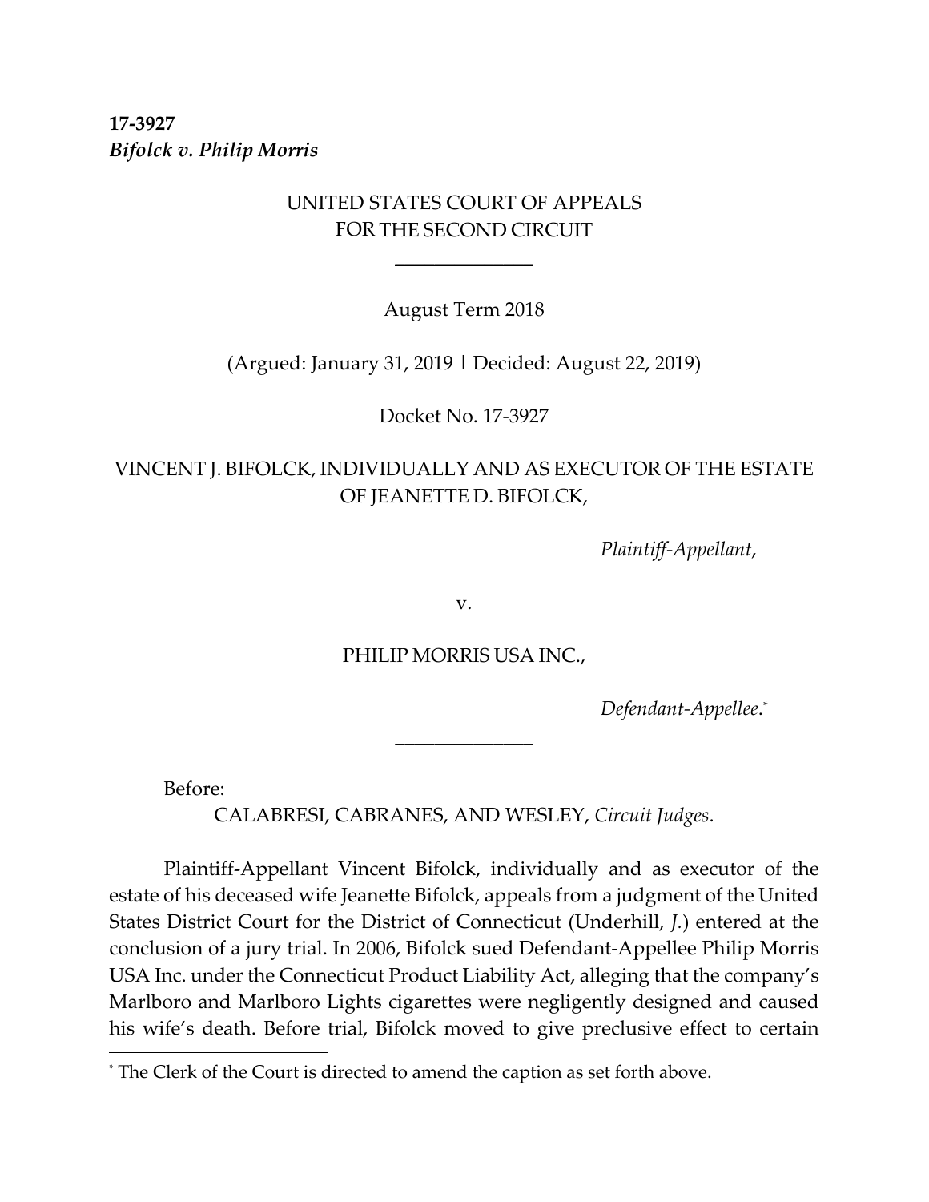**17-3927**
***Bifolck v. Philip Morris***

UNITED STATES COURT OF APPEALS
FOR THE SECOND CIRCUIT

August Term 2018

(Argued: January 31, 2019 | Decided: August 22, 2019)

Docket No. 17-3927

VINCENT J. BIFOLCK, INDIVIDUALLY AND AS EXECUTOR OF THE ESTATE OF JEANETTE D. BIFOLCK,

*Plaintiff-Appellant*,

v.

PHILIP MORRIS USA INC.,

*Defendant-Appellee*.*

Before:

CALABRESI, CABRANES, AND WESLEY, *Circuit Judges*.

Plaintiff-Appellant Vincent Bifolck, individually and as executor of the estate of his deceased wife Jeanette Bifolck, appeals from a judgment of the United States District Court for the District of Connecticut (Underhill, *J.*) entered at the conclusion of a jury trial. In 2006, Bifolck sued Defendant-Appellee Philip Morris USA Inc. under the Connecticut Product Liability Act, alleging that the company's Marlboro and Marlboro Lights cigarettes were negligently designed and caused his wife's death. Before trial, Bifolck moved to give preclusive effect to certain

* The Clerk of the Court is directed to amend the caption as set forth above.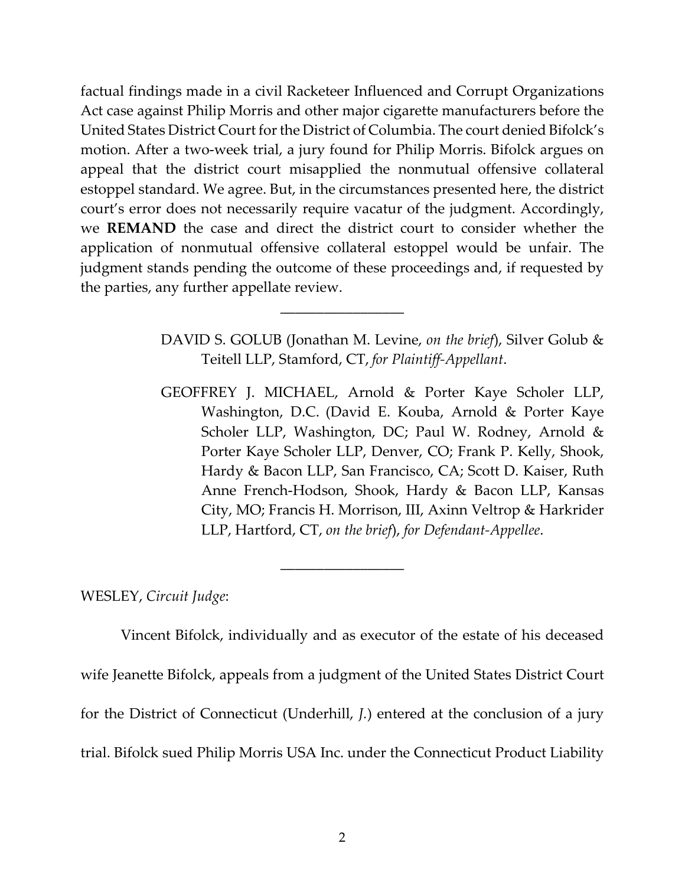factual findings made in a civil Racketeer Influenced and Corrupt Organizations Act case against Philip Morris and other major cigarette manufacturers before the United States District Court for the District of Columbia. The court denied Bifolck's motion. After a two-week trial, a jury found for Philip Morris. Bifolck argues on appeal that the district court misapplied the nonmutual offensive collateral estoppel standard. We agree. But, in the circumstances presented here, the district court's error does not necessarily require vacatur of the judgment. Accordingly, we **REMAND** the case and direct the district court to consider whether the application of nonmutual offensive collateral estoppel would be unfair. The judgment stands pending the outcome of these proceedings and, if requested by the parties, any further appellate review.

---

DAVID S. GOLUB (Jonathan M. Levine, *on the brief*), Silver Golub & Teitell LLP, Stamford, CT, *for Plaintiff-Appellant*.

GEOFFREY J. MICHAEL, Arnold & Porter Kaye Scholer LLP, Washington, D.C. (David E. Kouba, Arnold & Porter Kaye Scholer LLP, Washington, DC; Paul W. Rodney, Arnold & Porter Kaye Scholer LLP, Denver, CO; Frank P. Kelly, Shook, Hardy & Bacon LLP, San Francisco, CA; Scott D. Kaiser, Ruth Anne French-Hodson, Shook, Hardy & Bacon LLP, Kansas City, MO; Francis H. Morrison, III, Axinn Veltrop & Harkrider LLP, Hartford, CT, *on the brief*), *for Defendant-Appellee*.

---

WESLEY, *Circuit Judge*:

Vincent Bifolck, individually and as executor of the estate of his deceased wife Jeanette Bifolck, appeals from a judgment of the United States District Court for the District of Connecticut (Underhill, *J.*) entered at the conclusion of a jury trial. Bifolck sued Philip Morris USA Inc. under the Connecticut Product Liability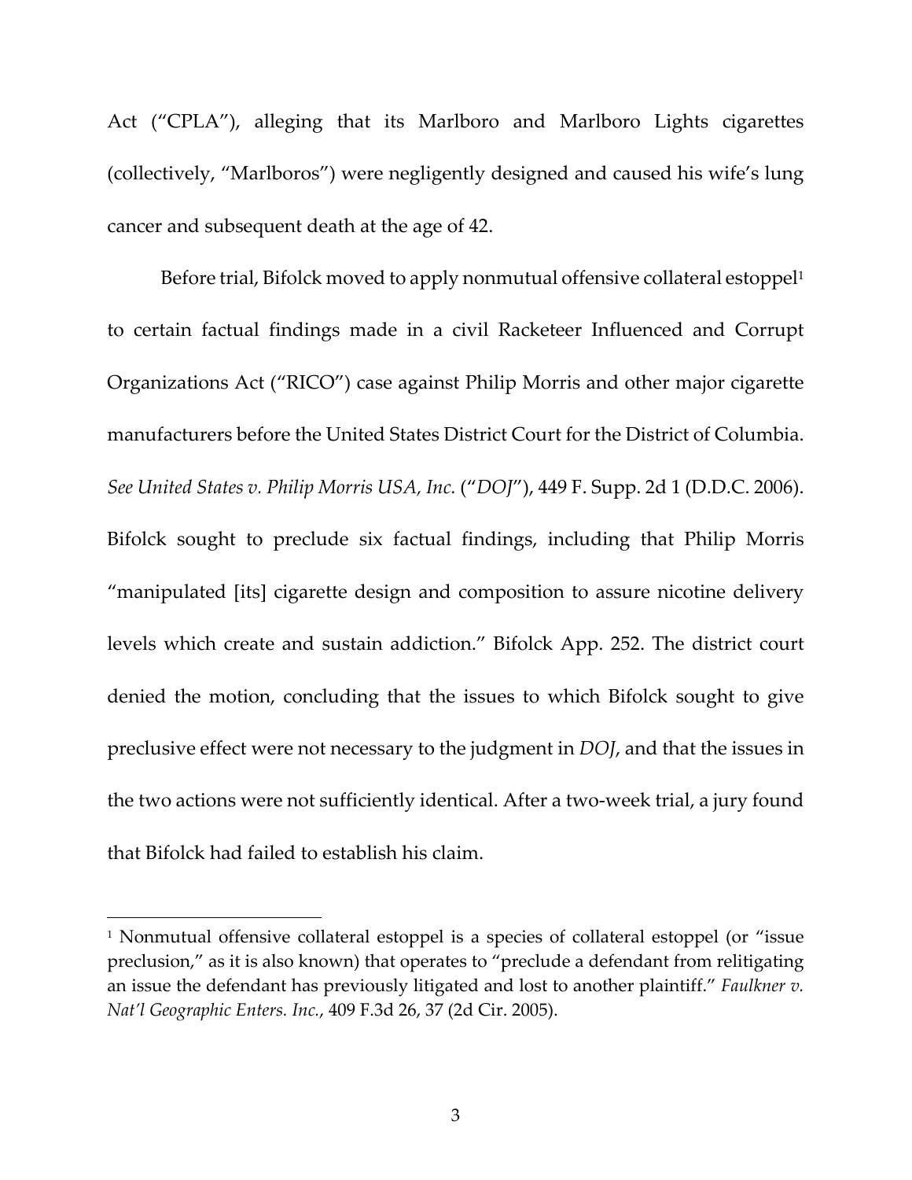Act ("CPLA"), alleging that its Marlboro and Marlboro Lights cigarettes (collectively, "Marlboros") were negligently designed and caused his wife's lung cancer and subsequent death at the age of 42.

Before trial, Bifolck moved to apply nonmutual offensive collateral estoppel[1] to certain factual findings made in a civil Racketeer Influenced and Corrupt Organizations Act ("RICO") case against Philip Morris and other major cigarette manufacturers before the United States District Court for the District of Columbia. *See United States v. Philip Morris USA, Inc.* ("*DOJ*"), 449 F. Supp. 2d 1 (D.D.C. 2006). Bifolck sought to preclude six factual findings, including that Philip Morris "manipulated [its] cigarette design and composition to assure nicotine delivery levels which create and sustain addiction." Bifolck App. 252. The district court denied the motion, concluding that the issues to which Bifolck sought to give preclusive effect were not necessary to the judgment in *DOJ*, and that the issues in the two actions were not sufficiently identical. After a two-week trial, a jury found that Bifolck had failed to establish his claim.

---

[1] Nonmutual offensive collateral estoppel is a species of collateral estoppel (or "issue preclusion," as it is also known) that operates to "preclude a defendant from relitigating an issue the defendant has previously litigated and lost to another plaintiff." *Faulkner v. Nat'l Geographic Enters. Inc.*, 409 F.3d 26, 37 (2d Cir. 2005).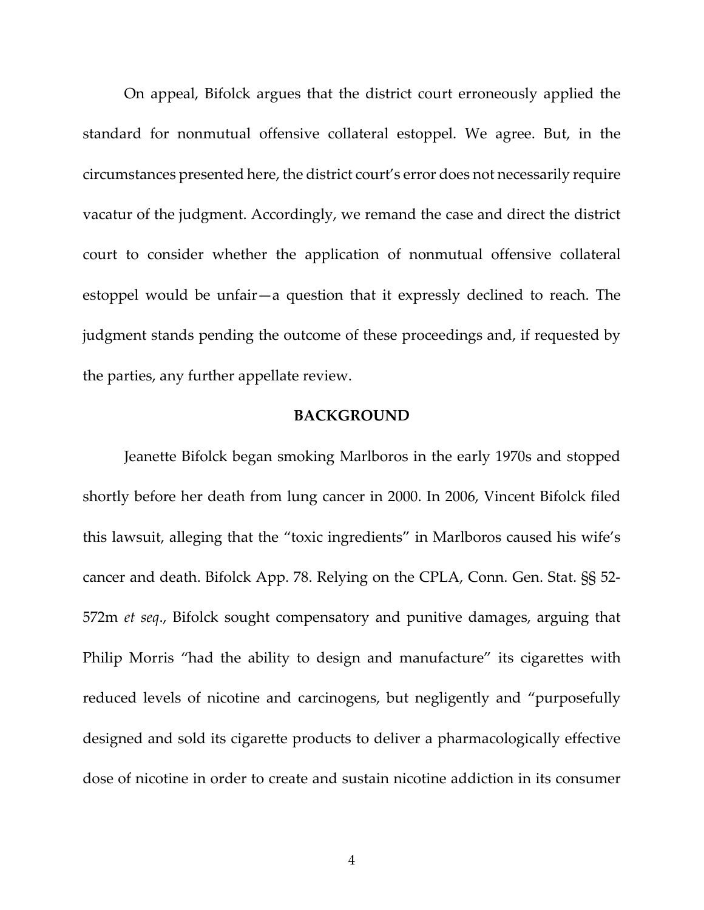On appeal, Bifolck argues that the district court erroneously applied the standard for nonmutual offensive collateral estoppel. We agree. But, in the circumstances presented here, the district court's error does not necessarily require vacatur of the judgment. Accordingly, we remand the case and direct the district court to consider whether the application of nonmutual offensive collateral estoppel would be unfair—a question that it expressly declined to reach. The judgment stands pending the outcome of these proceedings and, if requested by the parties, any further appellate review.

## BACKGROUND

Jeanette Bifolck began smoking Marlboros in the early 1970s and stopped shortly before her death from lung cancer in 2000. In 2006, Vincent Bifolck filed this lawsuit, alleging that the "toxic ingredients" in Marlboros caused his wife's cancer and death. Bifolck App. 78. Relying on the CPLA, Conn. Gen. Stat. §§ 52-572m *et seq*., Bifolck sought compensatory and punitive damages, arguing that Philip Morris "had the ability to design and manufacture" its cigarettes with reduced levels of nicotine and carcinogens, but negligently and "purposefully designed and sold its cigarette products to deliver a pharmacologically effective dose of nicotine in order to create and sustain nicotine addiction in its consumer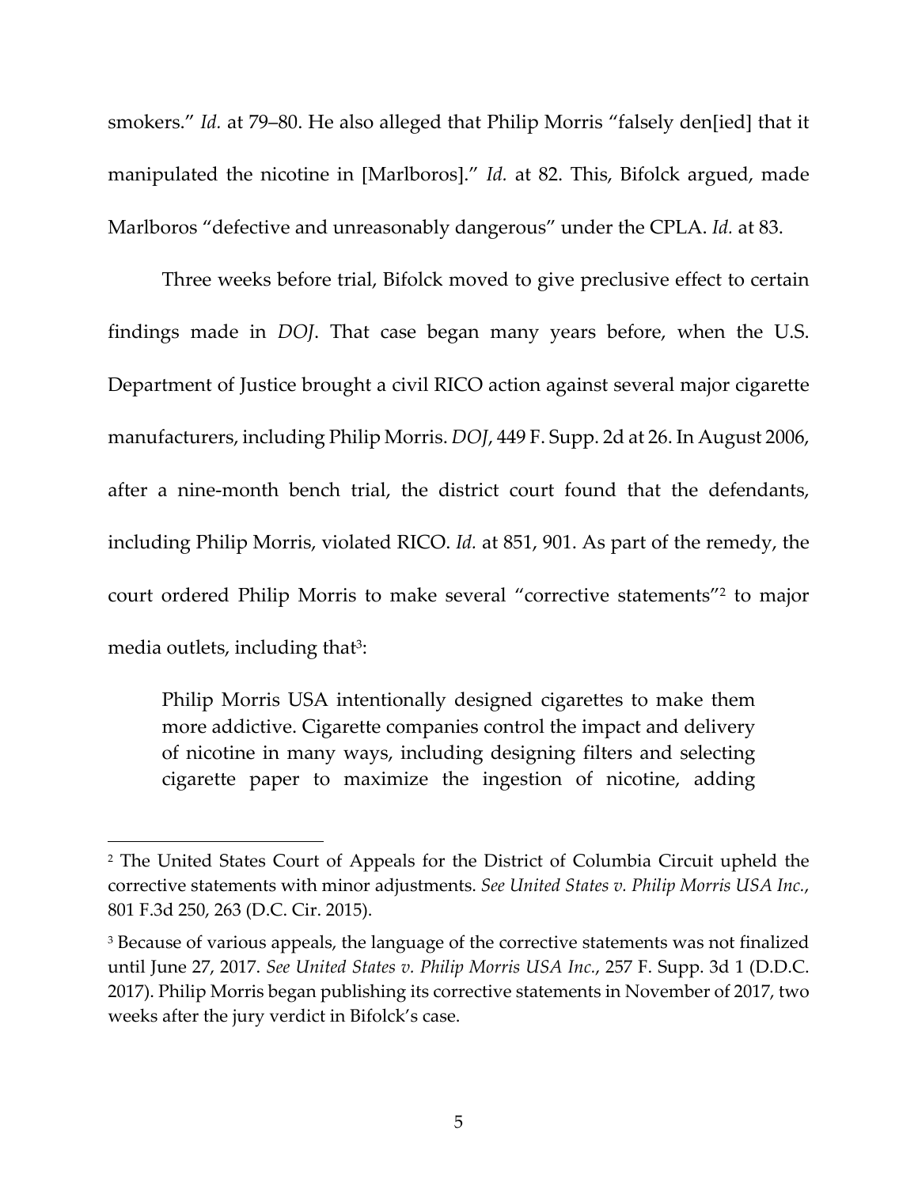smokers." *Id.* at 79–80. He also alleged that Philip Morris "falsely den[ied] that it manipulated the nicotine in [Marlboros]." *Id.* at 82. This, Bifolck argued, made Marlboros "defective and unreasonably dangerous" under the CPLA. *Id.* at 83.

Three weeks before trial, Bifolck moved to give preclusive effect to certain findings made in *DOJ*. That case began many years before, when the U.S. Department of Justice brought a civil RICO action against several major cigarette manufacturers, including Philip Morris. *DOJ*, 449 F. Supp. 2d at 26. In August 2006, after a nine-month bench trial, the district court found that the defendants, including Philip Morris, violated RICO. *Id.* at 851, 901. As part of the remedy, the court ordered Philip Morris to make several "corrective statements"[2] to major media outlets, including that[3]:

> Philip Morris USA intentionally designed cigarettes to make them more addictive. Cigarette companies control the impact and delivery of nicotine in many ways, including designing filters and selecting cigarette paper to maximize the ingestion of nicotine, adding

[2] The United States Court of Appeals for the District of Columbia Circuit upheld the corrective statements with minor adjustments. *See United States v. Philip Morris USA Inc.*, 801 F.3d 250, 263 (D.C. Cir. 2015).

[3] Because of various appeals, the language of the corrective statements was not finalized until June 27, 2017. *See United States v. Philip Morris USA Inc.*, 257 F. Supp. 3d 1 (D.D.C. 2017). Philip Morris began publishing its corrective statements in November of 2017, two weeks after the jury verdict in Bifolck's case.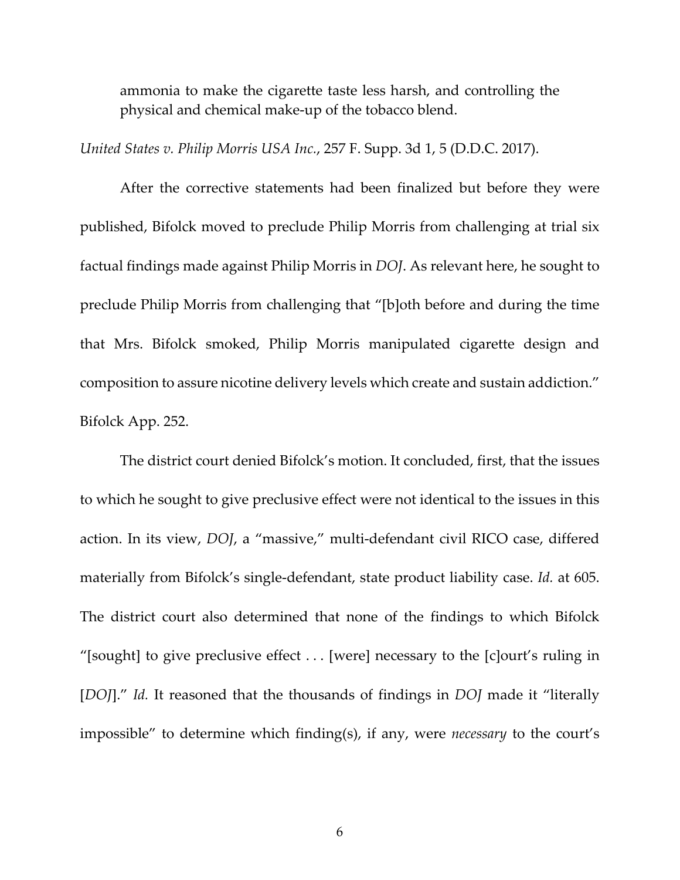> ammonia to make the cigarette taste less harsh, and controlling the physical and chemical make-up of the tobacco blend.

*United States v. Philip Morris USA Inc.*, 257 F. Supp. 3d 1, 5 (D.D.C. 2017).

After the corrective statements had been finalized but before they were published, Bifolck moved to preclude Philip Morris from challenging at trial six factual findings made against Philip Morris in *DOJ*. As relevant here, he sought to preclude Philip Morris from challenging that "[b]oth before and during the time that Mrs. Bifolck smoked, Philip Morris manipulated cigarette design and composition to assure nicotine delivery levels which create and sustain addiction." Bifolck App. 252.

The district court denied Bifolck's motion. It concluded, first, that the issues to which he sought to give preclusive effect were not identical to the issues in this action. In its view, *DOJ*, a "massive," multi-defendant civil RICO case, differed materially from Bifolck's single-defendant, state product liability case. *Id.* at 605. The district court also determined that none of the findings to which Bifolck "[sought] to give preclusive effect . . . [were] necessary to the [c]ourt's ruling in [*DOJ*]." *Id.* It reasoned that the thousands of findings in *DOJ* made it "literally impossible" to determine which finding(s), if any, were *necessary* to the court's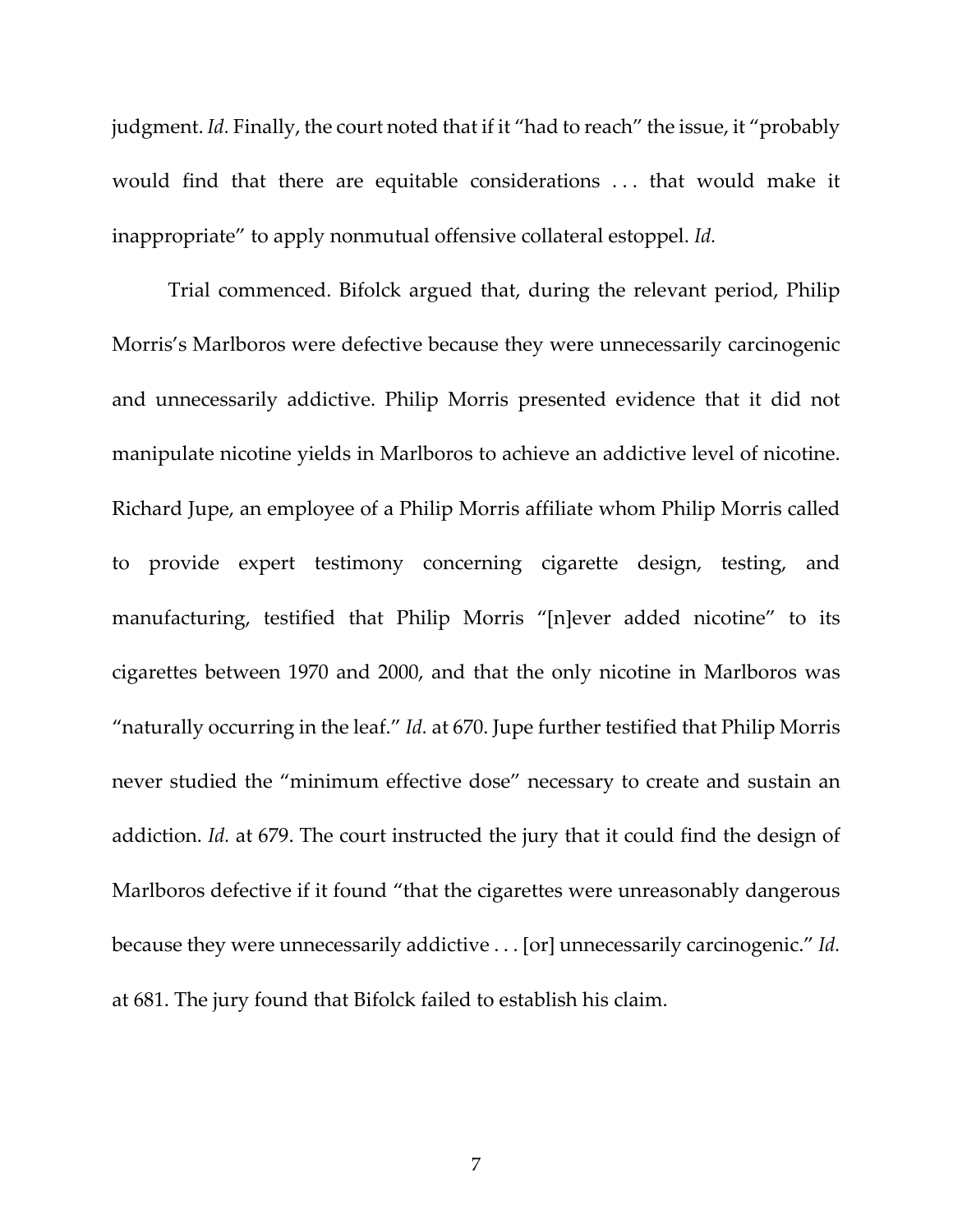judgment. *Id.* Finally, the court noted that if it "had to reach" the issue, it "probably would find that there are equitable considerations . . . that would make it inappropriate" to apply nonmutual offensive collateral estoppel. *Id.*

Trial commenced. Bifolck argued that, during the relevant period, Philip Morris's Marlboros were defective because they were unnecessarily carcinogenic and unnecessarily addictive. Philip Morris presented evidence that it did not manipulate nicotine yields in Marlboros to achieve an addictive level of nicotine. Richard Jupe, an employee of a Philip Morris affiliate whom Philip Morris called to provide expert testimony concerning cigarette design, testing, and manufacturing, testified that Philip Morris "[n]ever added nicotine" to its cigarettes between 1970 and 2000, and that the only nicotine in Marlboros was "naturally occurring in the leaf." *Id.* at 670. Jupe further testified that Philip Morris never studied the "minimum effective dose" necessary to create and sustain an addiction. *Id.* at 679. The court instructed the jury that it could find the design of Marlboros defective if it found "that the cigarettes were unreasonably dangerous because they were unnecessarily addictive . . . [or] unnecessarily carcinogenic." *Id.* at 681. The jury found that Bifolck failed to establish his claim.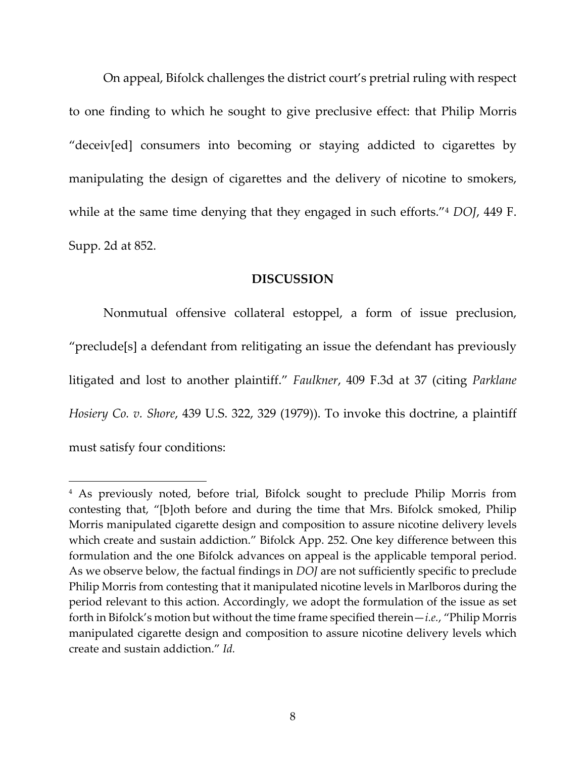On appeal, Bifolck challenges the district court's pretrial ruling with respect to one finding to which he sought to give preclusive effect: that Philip Morris "deceiv[ed] consumers into becoming or staying addicted to cigarettes by manipulating the design of cigarettes and the delivery of nicotine to smokers, while at the same time denying that they engaged in such efforts."[4] *DOJ*, 449 F. Supp. 2d at 852.

## DISCUSSION

Nonmutual offensive collateral estoppel, a form of issue preclusion, "preclude[s] a defendant from relitigating an issue the defendant has previously litigated and lost to another plaintiff." *Faulkner*, 409 F.3d at 37 (citing *Parklane Hosiery Co. v. Shore*, 439 U.S. 322, 329 (1979)). To invoke this doctrine, a plaintiff must satisfy four conditions:

---

[4] As previously noted, before trial, Bifolck sought to preclude Philip Morris from contesting that, "[b]oth before and during the time that Mrs. Bifolck smoked, Philip Morris manipulated cigarette design and composition to assure nicotine delivery levels which create and sustain addiction." Bifolck App. 252. One key difference between this formulation and the one Bifolck advances on appeal is the applicable temporal period. As we observe below, the factual findings in *DOJ* are not sufficiently specific to preclude Philip Morris from contesting that it manipulated nicotine levels in Marlboros during the period relevant to this action. Accordingly, we adopt the formulation of the issue as set forth in Bifolck's motion but without the time frame specified therein—*i.e.*, "Philip Morris manipulated cigarette design and composition to assure nicotine delivery levels which create and sustain addiction." *Id.*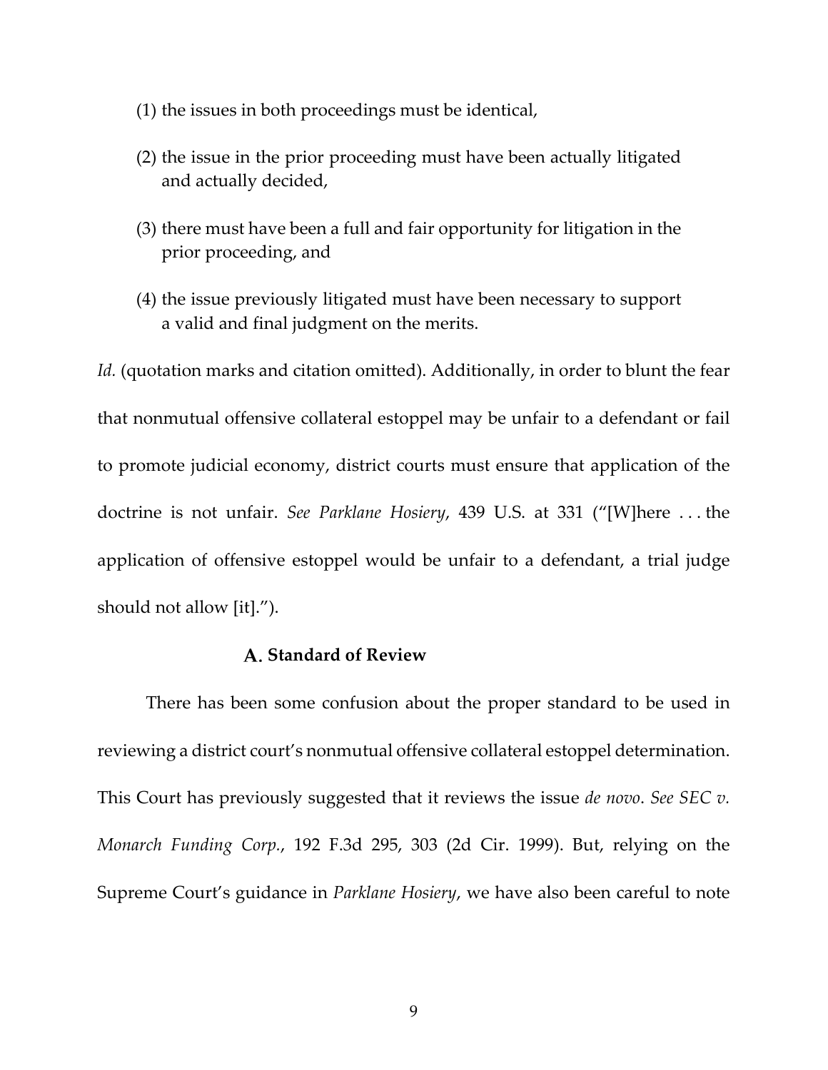(1) the issues in both proceedings must be identical,

(2) the issue in the prior proceeding must have been actually litigated and actually decided,

(3) there must have been a full and fair opportunity for litigation in the prior proceeding, and

(4) the issue previously litigated must have been necessary to support a valid and final judgment on the merits.

*Id.* (quotation marks and citation omitted). Additionally, in order to blunt the fear that nonmutual offensive collateral estoppel may be unfair to a defendant or fail to promote judicial economy, district courts must ensure that application of the doctrine is not unfair. *See Parklane Hosiery*, 439 U.S. at 331 ("[W]here . . . the application of offensive estoppel would be unfair to a defendant, a trial judge should not allow [it].").

### A. Standard of Review

There has been some confusion about the proper standard to be used in reviewing a district court's nonmutual offensive collateral estoppel determination. This Court has previously suggested that it reviews the issue *de novo*. *See SEC v. Monarch Funding Corp.*, 192 F.3d 295, 303 (2d Cir. 1999). But, relying on the Supreme Court's guidance in *Parklane Hosiery*, we have also been careful to note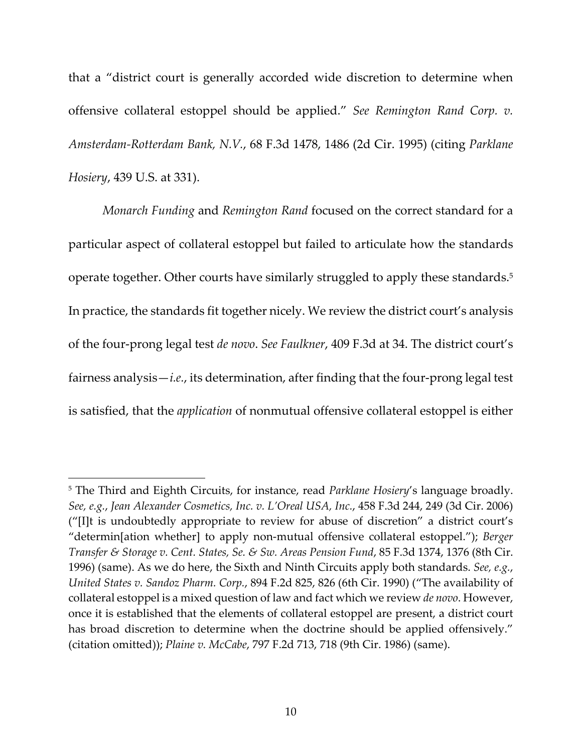that a "district court is generally accorded wide discretion to determine when offensive collateral estoppel should be applied." *See Remington Rand Corp. v. Amsterdam-Rotterdam Bank, N.V.*, 68 F.3d 1478, 1486 (2d Cir. 1995) (citing *Parklane Hosiery*, 439 U.S. at 331).

*Monarch Funding* and *Remington Rand* focused on the correct standard for a particular aspect of collateral estoppel but failed to articulate how the standards operate together. Other courts have similarly struggled to apply these standards.[5] In practice, the standards fit together nicely. We review the district court's analysis of the four-prong legal test *de novo*. *See Faulkner*, 409 F.3d at 34. The district court's fairness analysis—*i.e.*, its determination, after finding that the four-prong legal test is satisfied, that the *application* of nonmutual offensive collateral estoppel is either

---

[5] The Third and Eighth Circuits, for instance, read *Parklane Hosiery*'s language broadly. *See, e.g.*, *Jean Alexander Cosmetics, Inc. v. L'Oreal USA, Inc.*, 458 F.3d 244, 249 (3d Cir. 2006) ("[I]t is undoubtedly appropriate to review for abuse of discretion" a district court's "determin[ation whether] to apply non-mutual offensive collateral estoppel."); *Berger Transfer & Storage v. Cent. States, Se. & Sw. Areas Pension Fund*, 85 F.3d 1374, 1376 (8th Cir. 1996) (same). As we do here, the Sixth and Ninth Circuits apply both standards. *See, e.g.*, *United States v. Sandoz Pharm. Corp.*, 894 F.2d 825, 826 (6th Cir. 1990) ("The availability of collateral estoppel is a mixed question of law and fact which we review *de novo*. However, once it is established that the elements of collateral estoppel are present, a district court has broad discretion to determine when the doctrine should be applied offensively." (citation omitted)); *Plaine v. McCabe*, 797 F.2d 713, 718 (9th Cir. 1986) (same).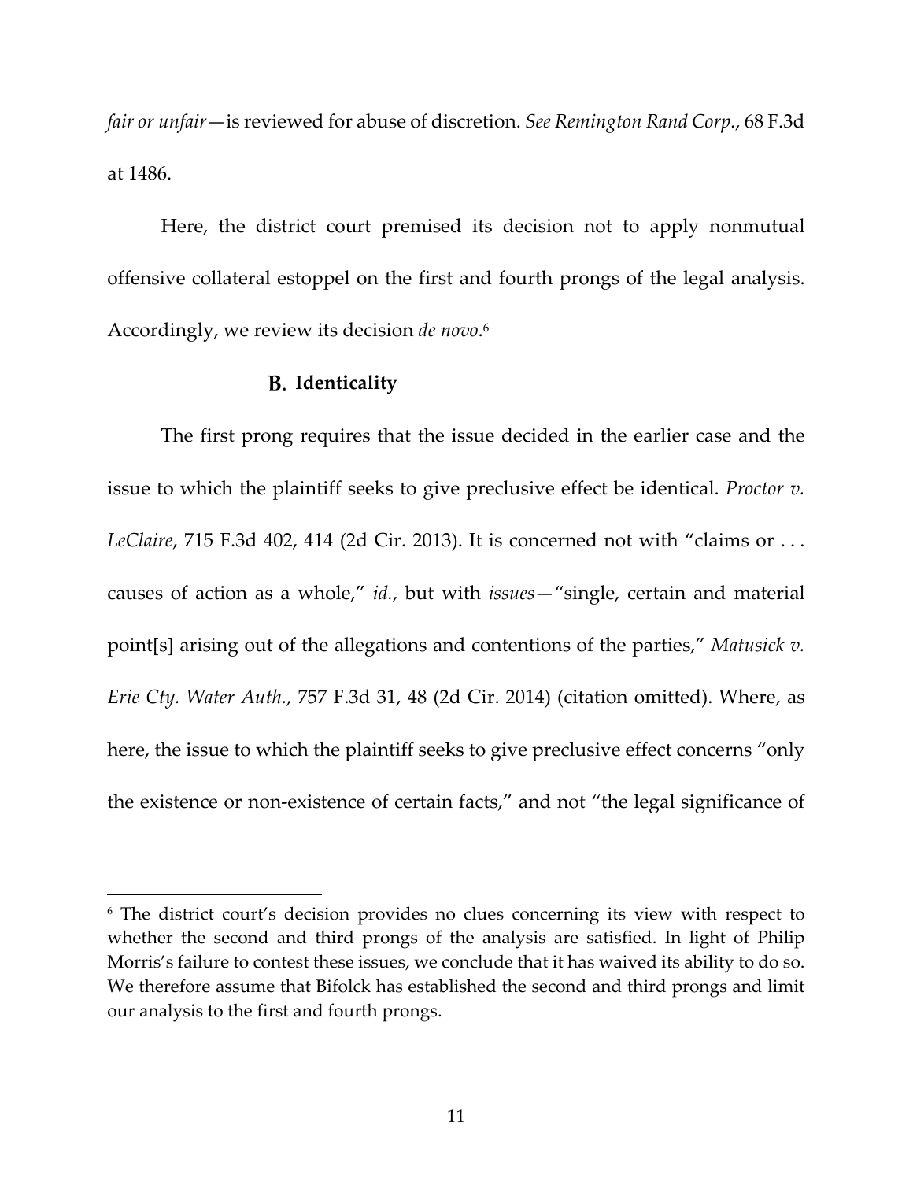*fair or unfair*—is reviewed for abuse of discretion. *See Remington Rand Corp.*, 68 F.3d at 1486.

Here, the district court premised its decision not to apply nonmutual offensive collateral estoppel on the first and fourth prongs of the legal analysis. Accordingly, we review its decision *de novo*.[6]

### B. Identicality

The first prong requires that the issue decided in the earlier case and the issue to which the plaintiff seeks to give preclusive effect be identical. *Proctor v. LeClaire*, 715 F.3d 402, 414 (2d Cir. 2013). It is concerned not with "claims or . . . causes of action as a whole," *id.*, but with *issues*—"single, certain and material point[s] arising out of the allegations and contentions of the parties," *Matusick v. Erie Cty. Water Auth.*, 757 F.3d 31, 48 (2d Cir. 2014) (citation omitted). Where, as here, the issue to which the plaintiff seeks to give preclusive effect concerns "only the existence or non-existence of certain facts," and not "the legal significance of

---

[6] The district court's decision provides no clues concerning its view with respect to whether the second and third prongs of the analysis are satisfied. In light of Philip Morris's failure to contest these issues, we conclude that it has waived its ability to do so. We therefore assume that Bifolck has established the second and third prongs and limit our analysis to the first and fourth prongs.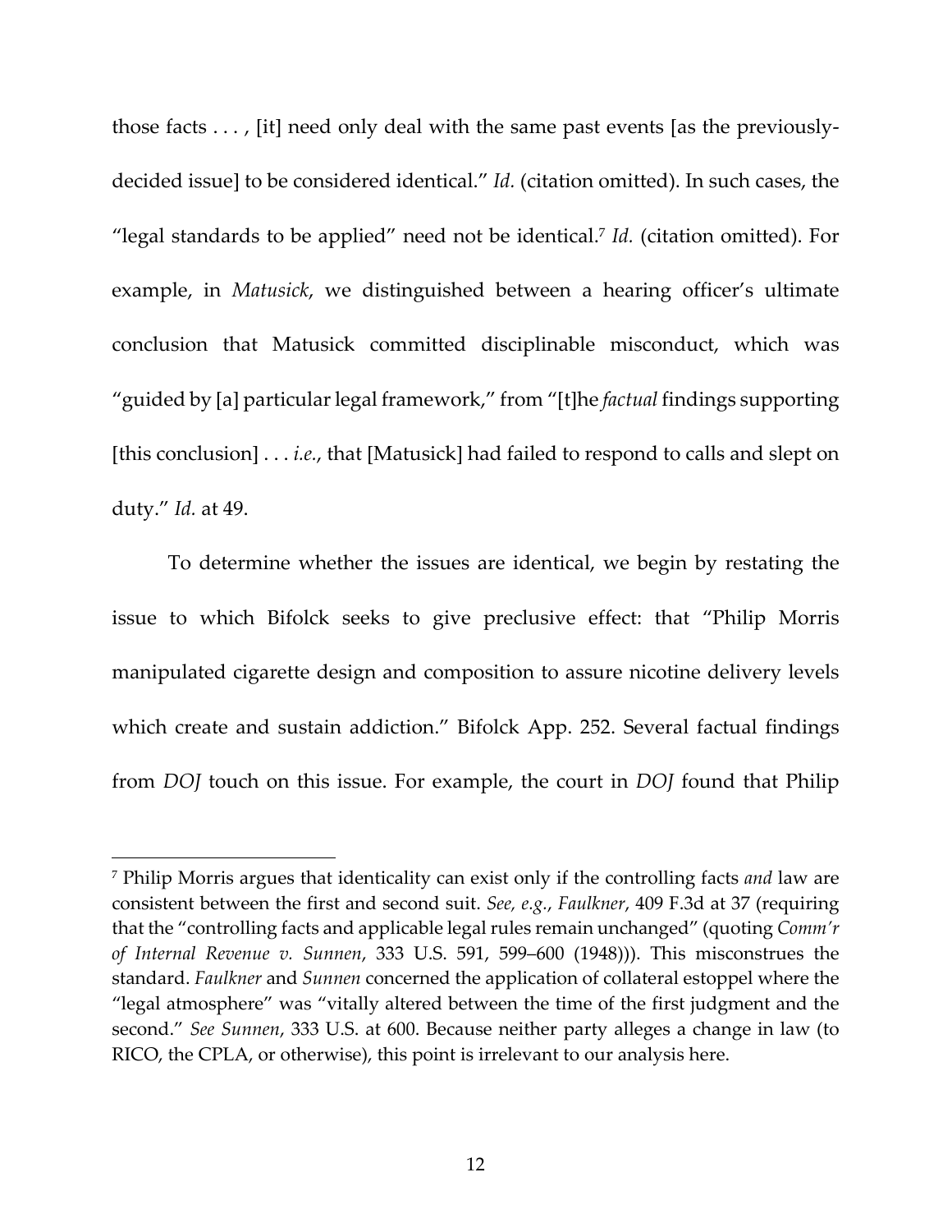those facts . . . , [it] need only deal with the same past events [as the previously-decided issue] to be considered identical." *Id.* (citation omitted). In such cases, the "legal standards to be applied" need not be identical.[7] *Id.* (citation omitted). For example, in *Matusick*, we distinguished between a hearing officer's ultimate conclusion that Matusick committed disciplinable misconduct, which was "guided by [a] particular legal framework," from "[t]he *factual* findings supporting [this conclusion] . . . *i.e.*, that [Matusick] had failed to respond to calls and slept on duty." *Id.* at 49.

To determine whether the issues are identical, we begin by restating the issue to which Bifolck seeks to give preclusive effect: that "Philip Morris manipulated cigarette design and composition to assure nicotine delivery levels which create and sustain addiction." Bifolck App. 252. Several factual findings from *DOJ* touch on this issue. For example, the court in *DOJ* found that Philip

---

[7] Philip Morris argues that identicality can exist only if the controlling facts *and* law are consistent between the first and second suit. *See, e.g.*, *Faulkner*, 409 F.3d at 37 (requiring that the "controlling facts and applicable legal rules remain unchanged" (quoting *Comm'r of Internal Revenue v. Sunnen*, 333 U.S. 591, 599–600 (1948))). This misconstrues the standard. *Faulkner* and *Sunnen* concerned the application of collateral estoppel where the "legal atmosphere" was "vitally altered between the time of the first judgment and the second." *See Sunnen*, 333 U.S. at 600. Because neither party alleges a change in law (to RICO, the CPLA, or otherwise), this point is irrelevant to our analysis here.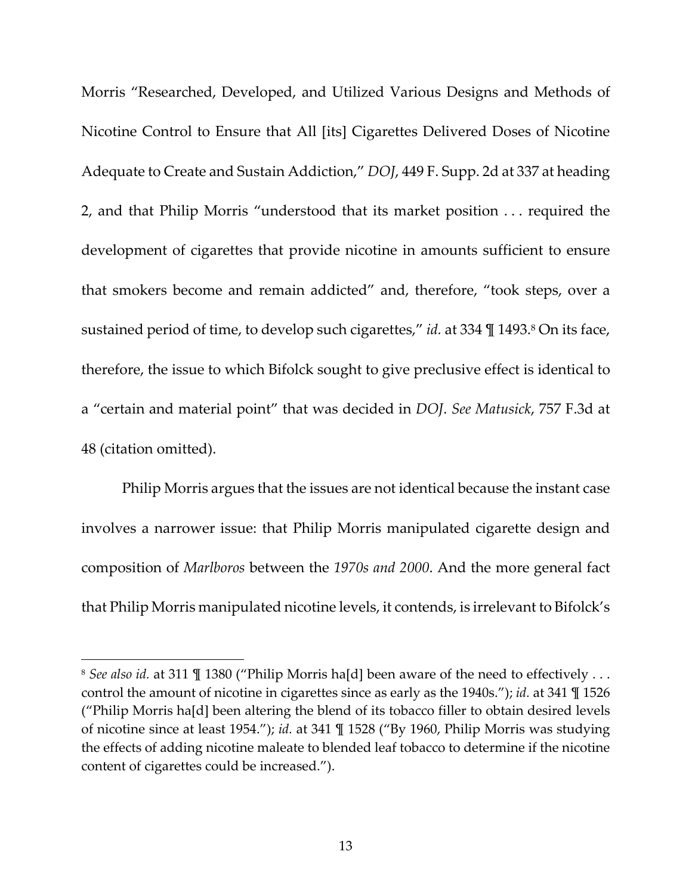Morris "Researched, Developed, and Utilized Various Designs and Methods of Nicotine Control to Ensure that All [its] Cigarettes Delivered Doses of Nicotine Adequate to Create and Sustain Addiction," *DOJ*, 449 F. Supp. 2d at 337 at heading 2, and that Philip Morris "understood that its market position . . . required the development of cigarettes that provide nicotine in amounts sufficient to ensure that smokers become and remain addicted" and, therefore, "took steps, over a sustained period of time, to develop such cigarettes," *id.* at 334 ¶ 1493.[8] On its face, therefore, the issue to which Bifolck sought to give preclusive effect is identical to a "certain and material point" that was decided in *DOJ*. *See Matusick*, 757 F.3d at 48 (citation omitted).

Philip Morris argues that the issues are not identical because the instant case involves a narrower issue: that Philip Morris manipulated cigarette design and composition of *Marlboros* between the *1970s and 2000*. And the more general fact that Philip Morris manipulated nicotine levels, it contends, is irrelevant to Bifolck's

---

[8] *See also id.* at 311 ¶ 1380 ("Philip Morris ha[d] been aware of the need to effectively . . . control the amount of nicotine in cigarettes since as early as the 1940s."); *id.* at 341 ¶ 1526 ("Philip Morris ha[d] been altering the blend of its tobacco filler to obtain desired levels of nicotine since at least 1954."); *id.* at 341 ¶ 1528 ("By 1960, Philip Morris was studying the effects of adding nicotine maleate to blended leaf tobacco to determine if the nicotine content of cigarettes could be increased.").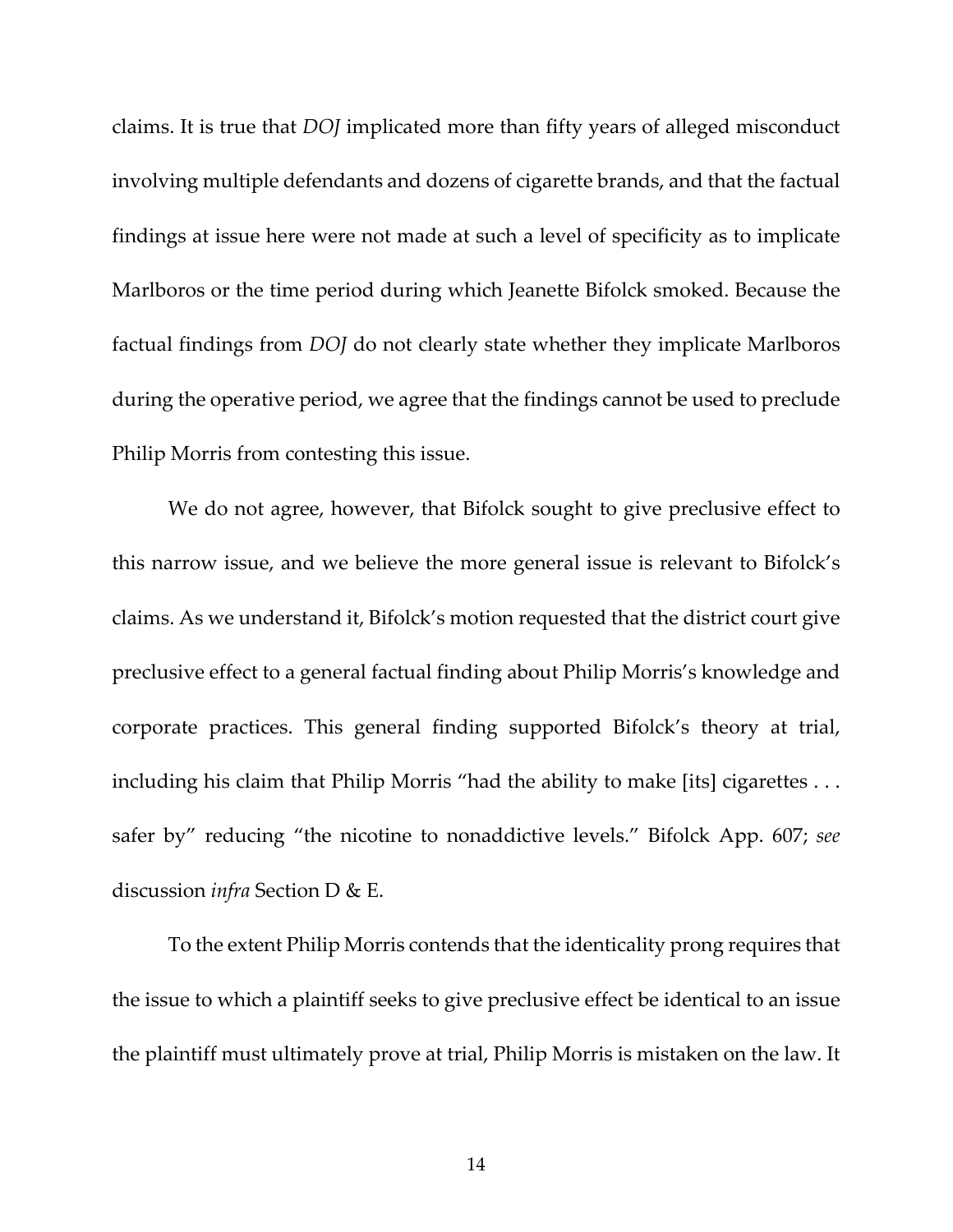claims. It is true that *DOJ* implicated more than fifty years of alleged misconduct involving multiple defendants and dozens of cigarette brands, and that the factual findings at issue here were not made at such a level of specificity as to implicate Marlboros or the time period during which Jeanette Bifolck smoked. Because the factual findings from *DOJ* do not clearly state whether they implicate Marlboros during the operative period, we agree that the findings cannot be used to preclude Philip Morris from contesting this issue.

We do not agree, however, that Bifolck sought to give preclusive effect to this narrow issue, and we believe the more general issue is relevant to Bifolck's claims. As we understand it, Bifolck's motion requested that the district court give preclusive effect to a general factual finding about Philip Morris's knowledge and corporate practices. This general finding supported Bifolck's theory at trial, including his claim that Philip Morris "had the ability to make [its] cigarettes . . . safer by" reducing "the nicotine to nonaddictive levels." Bifolck App. 607; *see* discussion *infra* Section D & E.

To the extent Philip Morris contends that the identicality prong requires that the issue to which a plaintiff seeks to give preclusive effect be identical to an issue the plaintiff must ultimately prove at trial, Philip Morris is mistaken on the law. It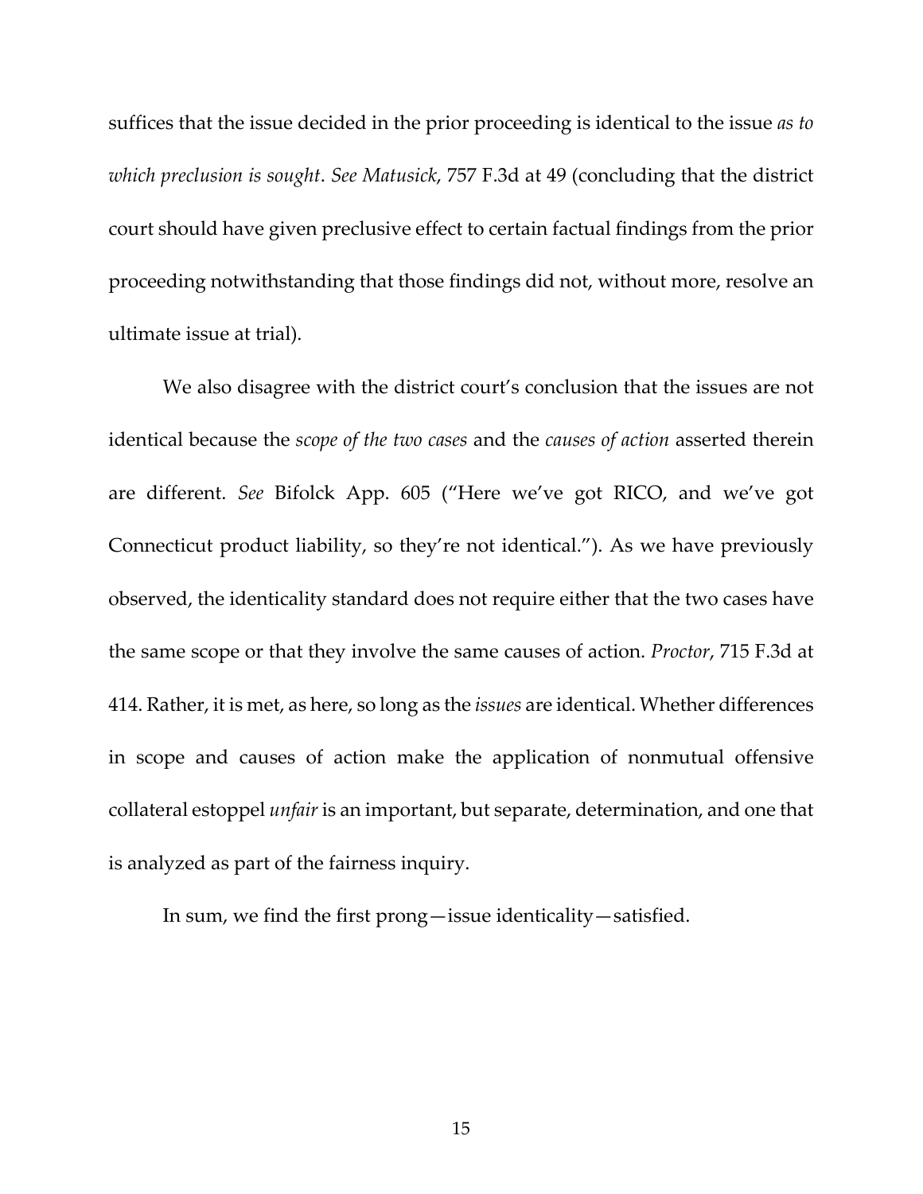suffices that the issue decided in the prior proceeding is identical to the issue *as to which preclusion is sought*. *See Matusick*, 757 F.3d at 49 (concluding that the district court should have given preclusive effect to certain factual findings from the prior proceeding notwithstanding that those findings did not, without more, resolve an ultimate issue at trial).

We also disagree with the district court's conclusion that the issues are not identical because the *scope of the two cases* and the *causes of action* asserted therein are different. *See* Bifolck App. 605 ("Here we've got RICO, and we've got Connecticut product liability, so they're not identical."). As we have previously observed, the identicality standard does not require either that the two cases have the same scope or that they involve the same causes of action. *Proctor*, 715 F.3d at 414. Rather, it is met, as here, so long as the *issues* are identical. Whether differences in scope and causes of action make the application of nonmutual offensive collateral estoppel *unfair* is an important, but separate, determination, and one that is analyzed as part of the fairness inquiry.

In sum, we find the first prong—issue identicality—satisfied.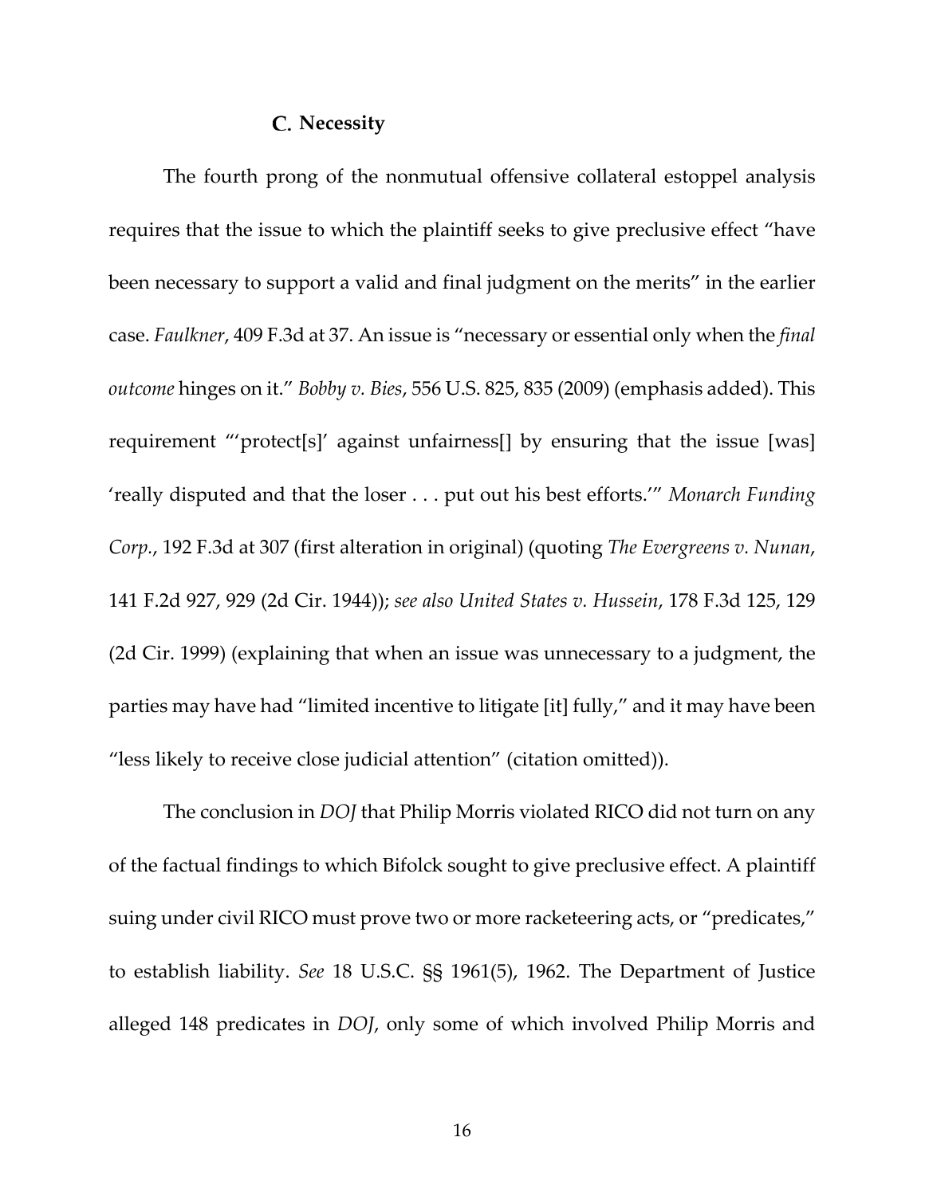### C. Necessity

The fourth prong of the nonmutual offensive collateral estoppel analysis requires that the issue to which the plaintiff seeks to give preclusive effect "have been necessary to support a valid and final judgment on the merits" in the earlier case. *Faulkner*, 409 F.3d at 37. An issue is "necessary or essential only when the *final outcome* hinges on it." *Bobby v. Bies*, 556 U.S. 825, 835 (2009) (emphasis added). This requirement "'protect[s]' against unfairness[] by ensuring that the issue [was] 'really disputed and that the loser . . . put out his best efforts.'" *Monarch Funding Corp.*, 192 F.3d at 307 (first alteration in original) (quoting *The Evergreens v. Nunan*, 141 F.2d 927, 929 (2d Cir. 1944)); *see also United States v. Hussein*, 178 F.3d 125, 129 (2d Cir. 1999) (explaining that when an issue was unnecessary to a judgment, the parties may have had "limited incentive to litigate [it] fully," and it may have been "less likely to receive close judicial attention" (citation omitted)).

The conclusion in *DOJ* that Philip Morris violated RICO did not turn on any of the factual findings to which Bifolck sought to give preclusive effect. A plaintiff suing under civil RICO must prove two or more racketeering acts, or "predicates," to establish liability. *See* 18 U.S.C. §§ 1961(5), 1962. The Department of Justice alleged 148 predicates in *DOJ*, only some of which involved Philip Morris and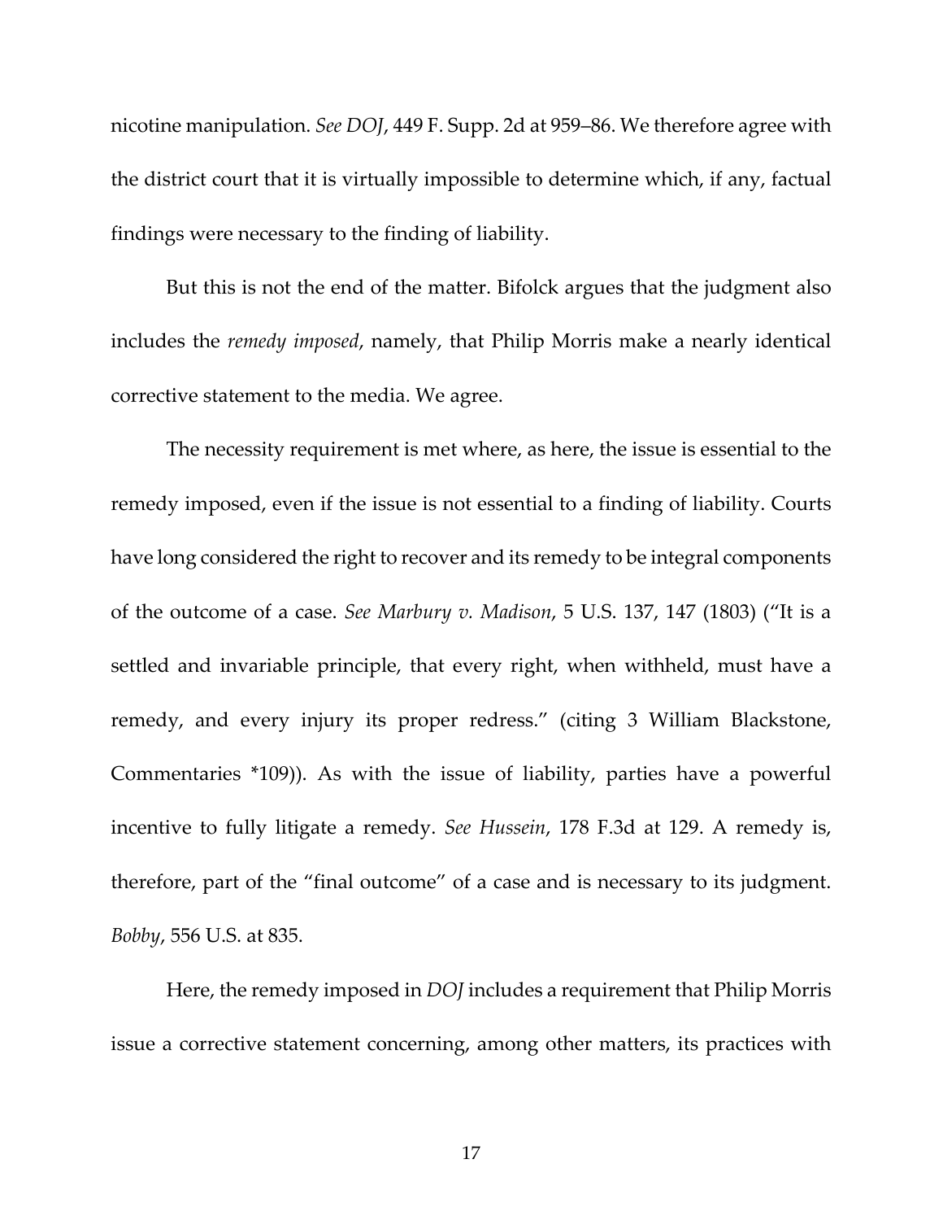nicotine manipulation. *See DOJ*, 449 F. Supp. 2d at 959–86. We therefore agree with the district court that it is virtually impossible to determine which, if any, factual findings were necessary to the finding of liability.

But this is not the end of the matter. Bifolck argues that the judgment also includes the *remedy imposed*, namely, that Philip Morris make a nearly identical corrective statement to the media. We agree.

The necessity requirement is met where, as here, the issue is essential to the remedy imposed, even if the issue is not essential to a finding of liability. Courts have long considered the right to recover and its remedy to be integral components of the outcome of a case. *See Marbury v. Madison*, 5 U.S. 137, 147 (1803) ("It is a settled and invariable principle, that every right, when withheld, must have a remedy, and every injury its proper redress." (citing 3 William Blackstone, Commentaries *109)). As with the issue of liability, parties have a powerful incentive to fully litigate a remedy. *See Hussein*, 178 F.3d at 129. A remedy is, therefore, part of the "final outcome" of a case and is necessary to its judgment. *Bobby*, 556 U.S. at 835.

Here, the remedy imposed in *DOJ* includes a requirement that Philip Morris issue a corrective statement concerning, among other matters, its practices with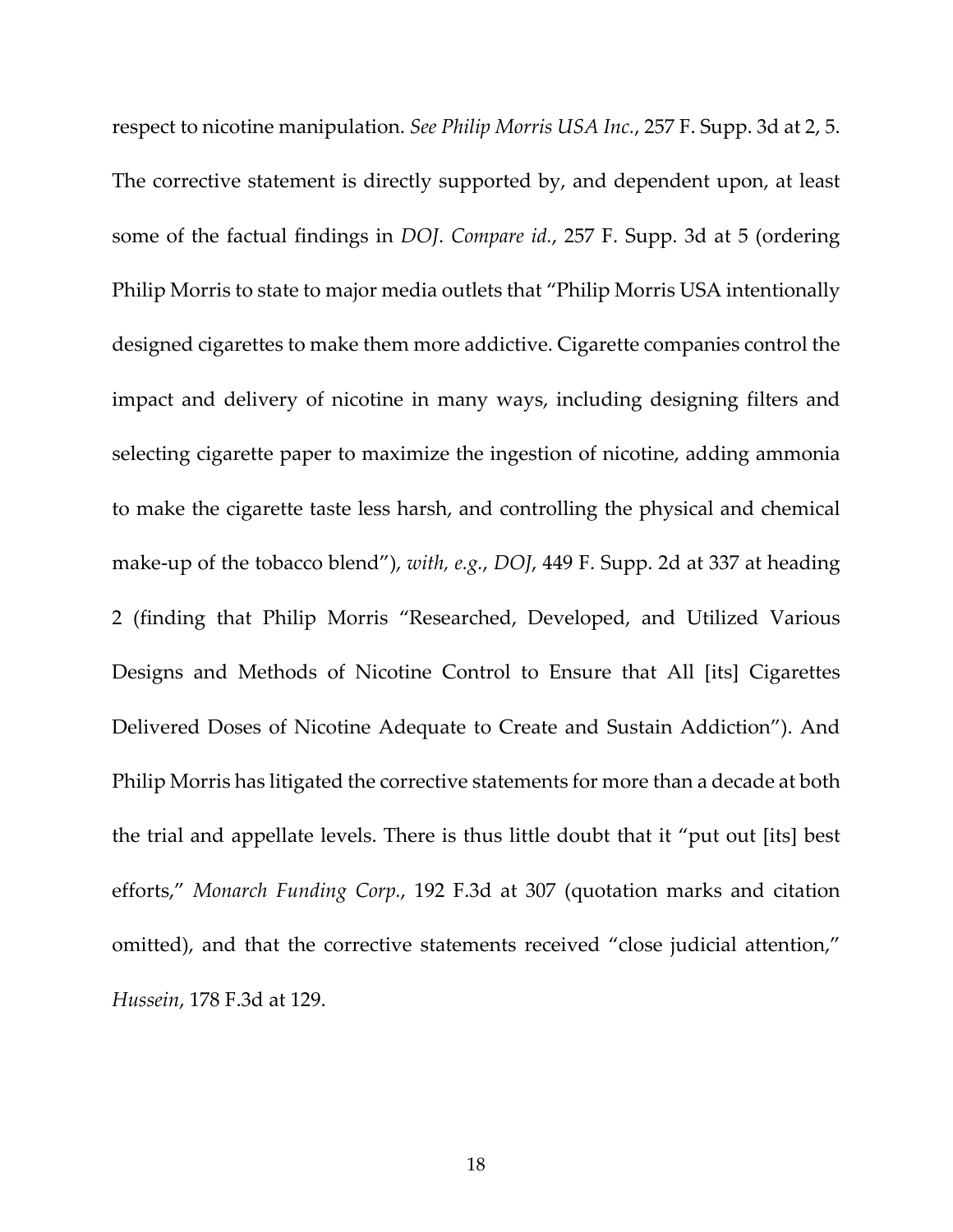respect to nicotine manipulation. *See Philip Morris USA Inc.*, 257 F. Supp. 3d at 2, 5. The corrective statement is directly supported by, and dependent upon, at least some of the factual findings in *DOJ*. *Compare id.*, 257 F. Supp. 3d at 5 (ordering Philip Morris to state to major media outlets that "Philip Morris USA intentionally designed cigarettes to make them more addictive. Cigarette companies control the impact and delivery of nicotine in many ways, including designing filters and selecting cigarette paper to maximize the ingestion of nicotine, adding ammonia to make the cigarette taste less harsh, and controlling the physical and chemical make-up of the tobacco blend"), *with, e.g.*, *DOJ*, 449 F. Supp. 2d at 337 at heading 2 (finding that Philip Morris "Researched, Developed, and Utilized Various Designs and Methods of Nicotine Control to Ensure that All [its] Cigarettes Delivered Doses of Nicotine Adequate to Create and Sustain Addiction"). And Philip Morris has litigated the corrective statements for more than a decade at both the trial and appellate levels. There is thus little doubt that it "put out [its] best efforts," *Monarch Funding Corp.*, 192 F.3d at 307 (quotation marks and citation omitted), and that the corrective statements received "close judicial attention," *Hussein*, 178 F.3d at 129.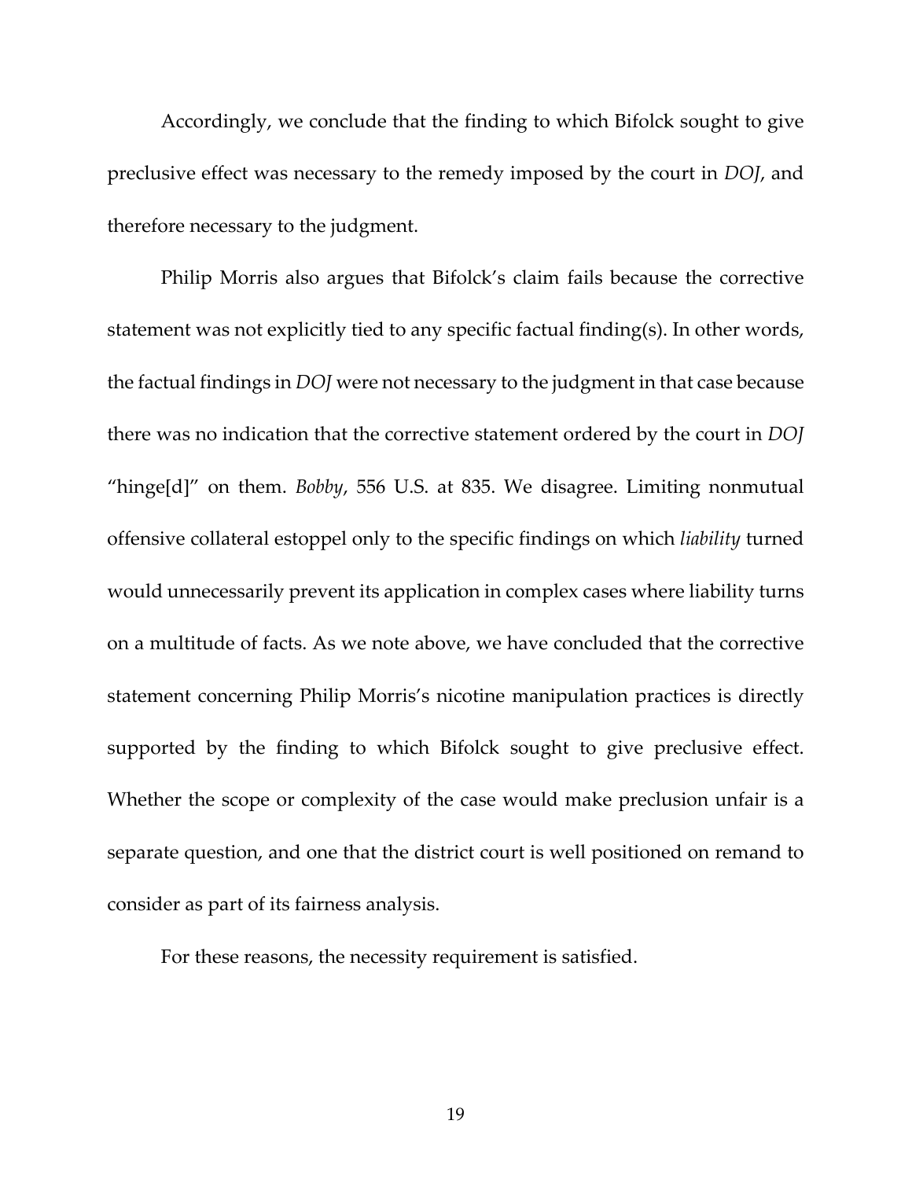Accordingly, we conclude that the finding to which Bifolck sought to give preclusive effect was necessary to the remedy imposed by the court in *DOJ*, and therefore necessary to the judgment.

Philip Morris also argues that Bifolck's claim fails because the corrective statement was not explicitly tied to any specific factual finding(s). In other words, the factual findings in *DOJ* were not necessary to the judgment in that case because there was no indication that the corrective statement ordered by the court in *DOJ* "hinge[d]" on them. *Bobby*, 556 U.S. at 835. We disagree. Limiting nonmutual offensive collateral estoppel only to the specific findings on which *liability* turned would unnecessarily prevent its application in complex cases where liability turns on a multitude of facts. As we note above, we have concluded that the corrective statement concerning Philip Morris's nicotine manipulation practices is directly supported by the finding to which Bifolck sought to give preclusive effect. Whether the scope or complexity of the case would make preclusion unfair is a separate question, and one that the district court is well positioned on remand to consider as part of its fairness analysis.

For these reasons, the necessity requirement is satisfied.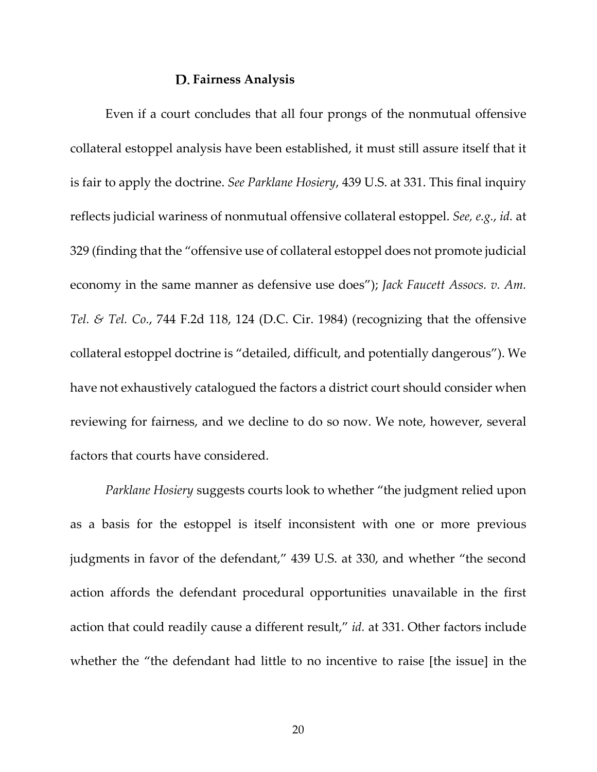### D. Fairness Analysis

Even if a court concludes that all four prongs of the nonmutual offensive collateral estoppel analysis have been established, it must still assure itself that it is fair to apply the doctrine. *See Parklane Hosiery*, 439 U.S. at 331. This final inquiry reflects judicial wariness of nonmutual offensive collateral estoppel. *See, e.g.*, *id.* at 329 (finding that the "offensive use of collateral estoppel does not promote judicial economy in the same manner as defensive use does"); *Jack Faucett Assocs. v. Am. Tel. & Tel. Co.*, 744 F.2d 118, 124 (D.C. Cir. 1984) (recognizing that the offensive collateral estoppel doctrine is "detailed, difficult, and potentially dangerous"). We have not exhaustively catalogued the factors a district court should consider when reviewing for fairness, and we decline to do so now. We note, however, several factors that courts have considered.

*Parklane Hosiery* suggests courts look to whether "the judgment relied upon as a basis for the estoppel is itself inconsistent with one or more previous judgments in favor of the defendant," 439 U.S. at 330, and whether "the second action affords the defendant procedural opportunities unavailable in the first action that could readily cause a different result," *id.* at 331. Other factors include whether the "the defendant had little to no incentive to raise [the issue] in the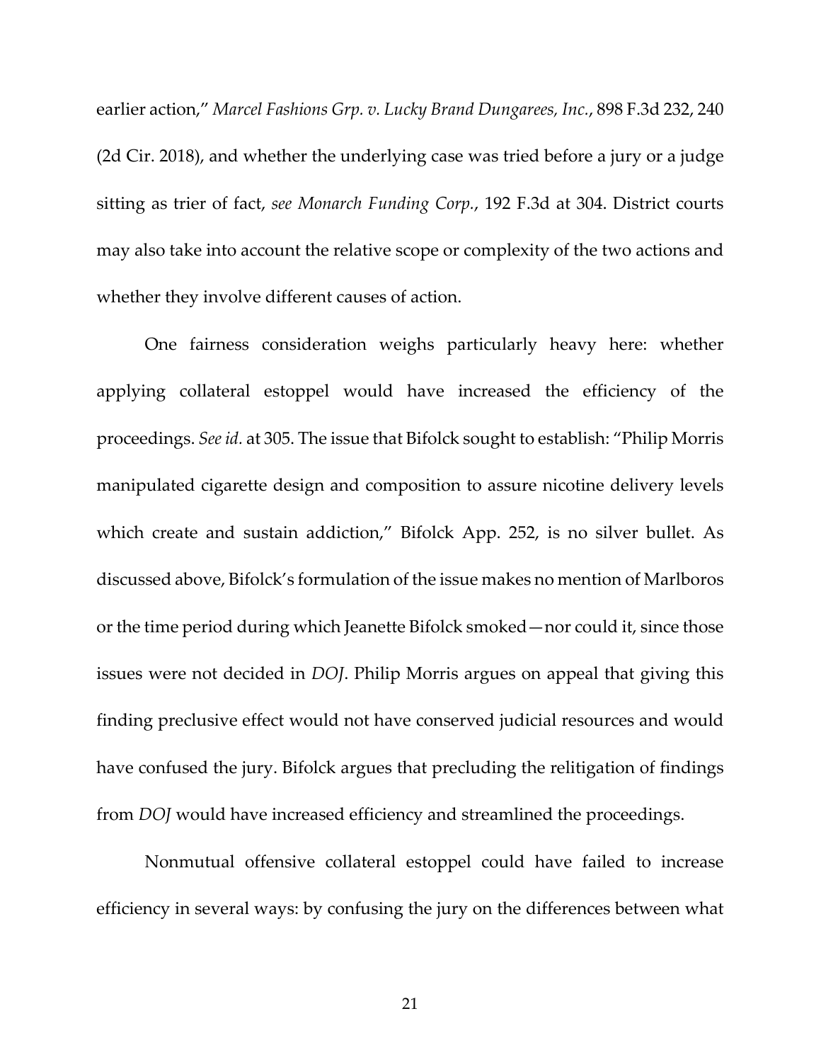earlier action," *Marcel Fashions Grp. v. Lucky Brand Dungarees, Inc.*, 898 F.3d 232, 240 (2d Cir. 2018), and whether the underlying case was tried before a jury or a judge sitting as trier of fact, *see Monarch Funding Corp.*, 192 F.3d at 304. District courts may also take into account the relative scope or complexity of the two actions and whether they involve different causes of action.

One fairness consideration weighs particularly heavy here: whether applying collateral estoppel would have increased the efficiency of the proceedings. *See id.* at 305. The issue that Bifolck sought to establish: "Philip Morris manipulated cigarette design and composition to assure nicotine delivery levels which create and sustain addiction," Bifolck App. 252, is no silver bullet. As discussed above, Bifolck's formulation of the issue makes no mention of Marlboros or the time period during which Jeanette Bifolck smoked—nor could it, since those issues were not decided in *DOJ*. Philip Morris argues on appeal that giving this finding preclusive effect would not have conserved judicial resources and would have confused the jury. Bifolck argues that precluding the relitigation of findings from *DOJ* would have increased efficiency and streamlined the proceedings.

Nonmutual offensive collateral estoppel could have failed to increase efficiency in several ways: by confusing the jury on the differences between what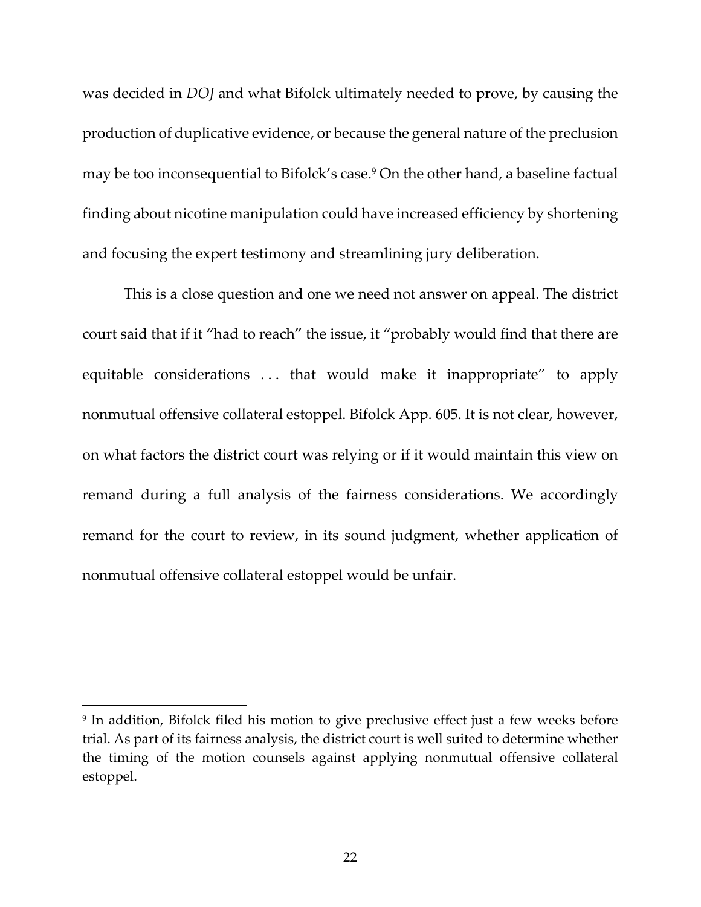was decided in *DOJ* and what Bifolck ultimately needed to prove, by causing the production of duplicative evidence, or because the general nature of the preclusion may be too inconsequential to Bifolck's case.[9] On the other hand, a baseline factual finding about nicotine manipulation could have increased efficiency by shortening and focusing the expert testimony and streamlining jury deliberation.

This is a close question and one we need not answer on appeal. The district court said that if it "had to reach" the issue, it "probably would find that there are equitable considerations . . . that would make it inappropriate" to apply nonmutual offensive collateral estoppel. Bifolck App. 605. It is not clear, however, on what factors the district court was relying or if it would maintain this view on remand during a full analysis of the fairness considerations. We accordingly remand for the court to review, in its sound judgment, whether application of nonmutual offensive collateral estoppel would be unfair.

---

[9] In addition, Bifolck filed his motion to give preclusive effect just a few weeks before trial. As part of its fairness analysis, the district court is well suited to determine whether the timing of the motion counsels against applying nonmutual offensive collateral estoppel.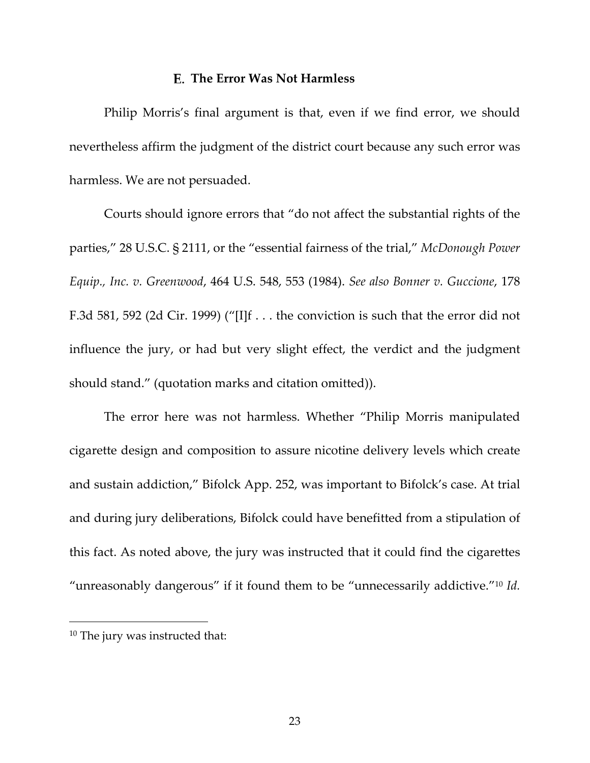## E. The Error Was Not Harmless

Philip Morris's final argument is that, even if we find error, we should nevertheless affirm the judgment of the district court because any such error was harmless. We are not persuaded.

Courts should ignore errors that "do not affect the substantial rights of the parties," 28 U.S.C. § 2111, or the "essential fairness of the trial," *McDonough Power Equip., Inc. v. Greenwood*, 464 U.S. 548, 553 (1984). *See also Bonner v. Guccione*, 178 F.3d 581, 592 (2d Cir. 1999) ("[I]f . . . the conviction is such that the error did not influence the jury, or had but very slight effect, the verdict and the judgment should stand." (quotation marks and citation omitted)).

The error here was not harmless. Whether "Philip Morris manipulated cigarette design and composition to assure nicotine delivery levels which create and sustain addiction," Bifolck App. 252, was important to Bifolck's case. At trial and during jury deliberations, Bifolck could have benefitted from a stipulation of this fact. As noted above, the jury was instructed that it could find the cigarettes "unreasonably dangerous" if it found them to be "unnecessarily addictive."[10] *Id.*

---

[10] The jury was instructed that: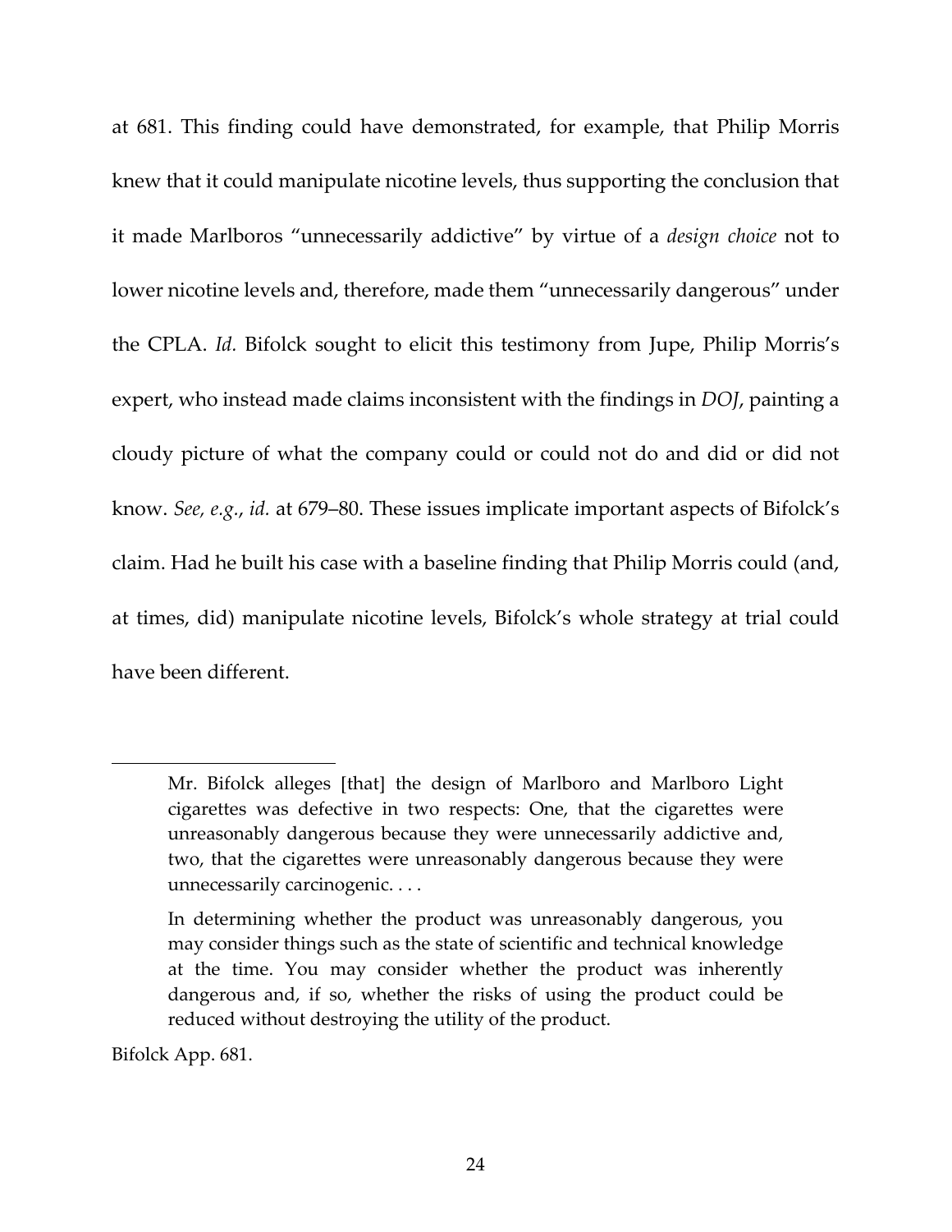at 681. This finding could have demonstrated, for example, that Philip Morris knew that it could manipulate nicotine levels, thus supporting the conclusion that it made Marlboros "unnecessarily addictive" by virtue of a *design choice* not to lower nicotine levels and, therefore, made them "unnecessarily dangerous" under the CPLA. *Id.* Bifolck sought to elicit this testimony from Jupe, Philip Morris's expert, who instead made claims inconsistent with the findings in *DOJ*, painting a cloudy picture of what the company could or could not do and did or did not know. *See, e.g.*, *id.* at 679–80. These issues implicate important aspects of Bifolck's claim. Had he built his case with a baseline finding that Philip Morris could (and, at times, did) manipulate nicotine levels, Bifolck's whole strategy at trial could have been different.

---

> Mr. Bifolck alleges [that] the design of Marlboro and Marlboro Light cigarettes was defective in two respects: One, that the cigarettes were unreasonably dangerous because they were unnecessarily addictive and, two, that the cigarettes were unreasonably dangerous because they were unnecessarily carcinogenic. . . .
>
> In determining whether the product was unreasonably dangerous, you may consider things such as the state of scientific and technical knowledge at the time. You may consider whether the product was inherently dangerous and, if so, whether the risks of using the product could be reduced without destroying the utility of the product.

Bifolck App. 681.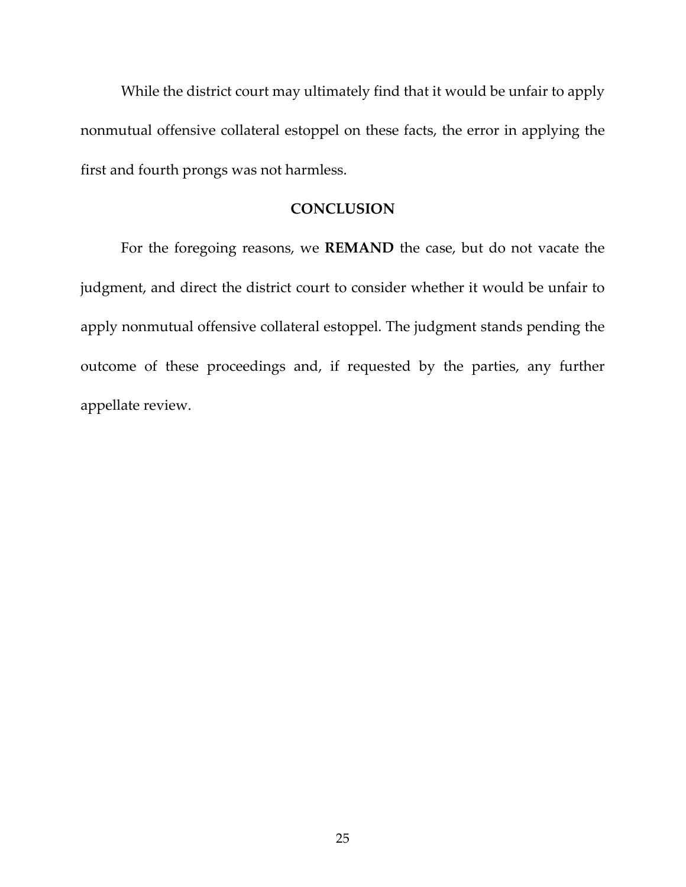While the district court may ultimately find that it would be unfair to apply nonmutual offensive collateral estoppel on these facts, the error in applying the first and fourth prongs was not harmless.

## CONCLUSION

For the foregoing reasons, we **REMAND** the case, but do not vacate the judgment, and direct the district court to consider whether it would be unfair to apply nonmutual offensive collateral estoppel. The judgment stands pending the outcome of these proceedings and, if requested by the parties, any further appellate review.